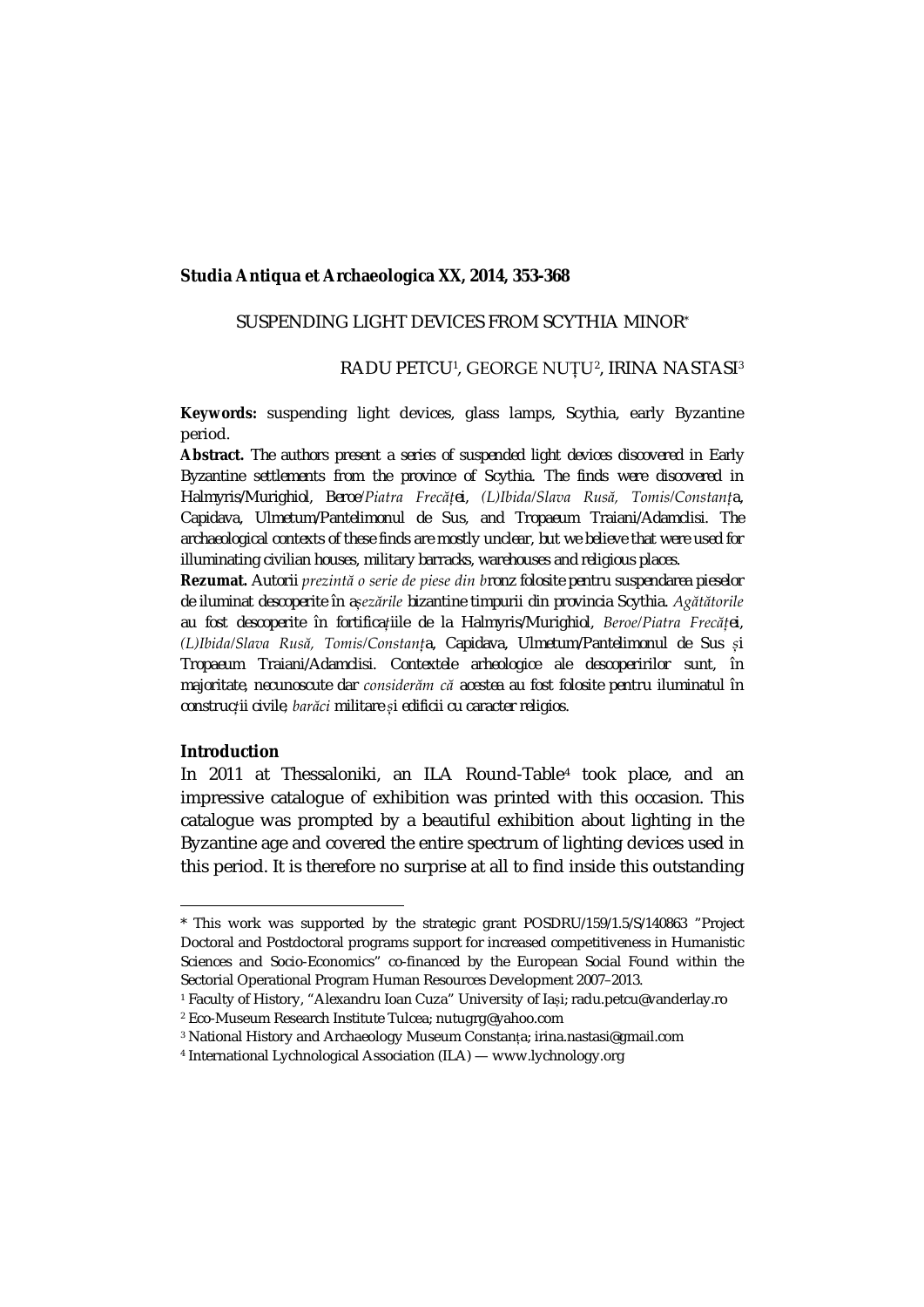**Studia Antiqua et Archaeologica XX, 2014, 353-368**

# SUSPENDING LIGHT DEVICES FROM SCYTHIA MINOR*

RADU PETCU[1], GEORGE NUȚU[2], IRINA NASTASI[3]

**Keywords:** suspending light devices, glass lamps, Scythia, early Byzantine period.

**Abstract.** The authors present a series of suspended light devices discovered in Early Byzantine settlements from the province of Scythia. The finds were discovered in Halmyris/Murighiol, Beroe/*Piatra Frecăței*, *(L)Ibida/Slava Rusă, Tomis/Constanța*, Capidava, Ulmetum/Pantelimonul de Sus, and Tropaeum Traiani/Adamclisi. The archaeological contexts of these finds are mostly unclear, but we believe that were used for illuminating civilian houses, military barracks, warehouses and religious places.

**Rezumat.** Autorii *prezintă o serie de piese din b*ronz folosite pentru suspendarea pieselor de iluminat descoperite în a*șezările* bizantine timpurii din provincia Scythia. *Agățătorile* au fost descoperite în fortificațiile de la Halmyris/Murighiol, *Beroe/Piatra Frecăței*, *(L)Ibida/Slava Rusă, Tomis/Constanț*a, Capidava, Ulmetum/Pantelimonul de Sus *ș*i Tropaeum Traiani/Adamclisi. Contextele arheologice ale descoperirilor sunt, în majoritate, necunoscute dar *considerăm că* acestea au fost folosite pentru iluminatul în construcții civile, *barăci* militare *ș*i edificii cu caracter religios.

## Introduction

In 2011 at Thessaloniki, an ILA Round-Table[4] took place, and an impressive catalogue of exhibition was printed with this occasion. This catalogue was prompted by a beautiful exhibition about lighting in the Byzantine age and covered the entire spectrum of lighting devices used in this period. It is therefore no surprise at all to find inside this outstanding

---

* This work was supported by the strategic grant POSDRU/159/1.5/S/140863 "Project Doctoral and Postdoctoral programs support for increased competitiveness in Humanistic Sciences and Socio-Economics" co-financed by the European Social Found within the Sectorial Operational Program Human Resources Development 2007–2013.

[1] Faculty of History, "Alexandru Ioan Cuza" University of Iași; radu.petcu@vanderlay.ro

[2] Eco-Museum Research Institute Tulcea; nutugrg@yahoo.com

[3] National History and Archaeology Museum Constanța; irina.nastasi@gmail.com

[4] International Lychnological Association (ILA) — www.lychnology.org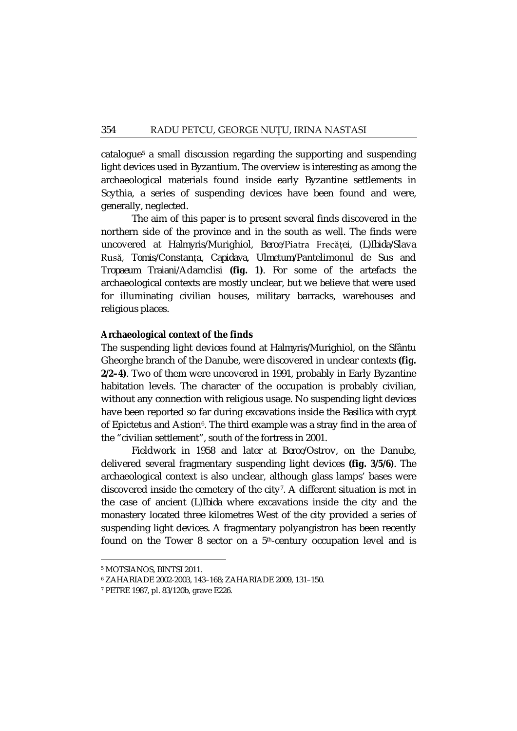catalogue[5] a small discussion regarding the supporting and suspending light devices used in Byzantium. The overview is interesting as among the archaeological materials found inside early Byzantine settlements in Scythia, a series of suspending devices have been found and were, generally, neglected.

The aim of this paper is to present several finds discovered in the northern side of the province and in the south as well. The finds were uncovered at *Halmyris*/Murighiol, *Beroe*/Piatra Frecăţei, *(L)Ibida*/Slava Rusă, *Tomis*/Constanţa, *Capidava*, *Ulmetum*/Pantelimonul de Sus and *Tropaeum Traiani*/Adamclisi **(fig. 1)**. For some of the artefacts the archaeological contexts are mostly unclear, but we believe that were used for illuminating civilian houses, military barracks, warehouses and religious places.

**Archaeological context of the finds**

The suspending light devices found at Halmyris/Murighiol, on the Sfântu Gheorghe branch of the Danube, were discovered in unclear contexts **(fig. 2/2–4)**. Two of them were uncovered in 1991, probably in Early Byzantine habitation levels. The character of the occupation is probably civilian, without any connection with religious usage. No suspending light devices have been reported so far during excavations inside the *Basilica with crypt* of Epictetus and Astion[6]. The third example was a stray find in the area of the "civilian settlement", south of the fortress in 2001.

Fieldwork in 1958 and later at *Beroe*/Ostrov, on the Danube, delivered several fragmentary suspending light devices **(fig. 3/5/6)**. The archaeological context is also unclear, although glass lamps' bases were discovered inside the cemetery of the city[7]. A different situation is met in the case of ancient *(L)Ibida* where excavations inside the city and the monastery located three kilometres West of the city provided a series of suspending light devices. A fragmentary polyangistron has been recently found on the Tower 8 sector on a 5th-century occupation level and is

[5] MOTSIANOS, BINTSI 2011.

[6] ZAHARIADE 2002-2003, 143–168; ZAHARIADE 2009, 131–150.

[7] PETRE 1987, pl. 83/120b, grave E226.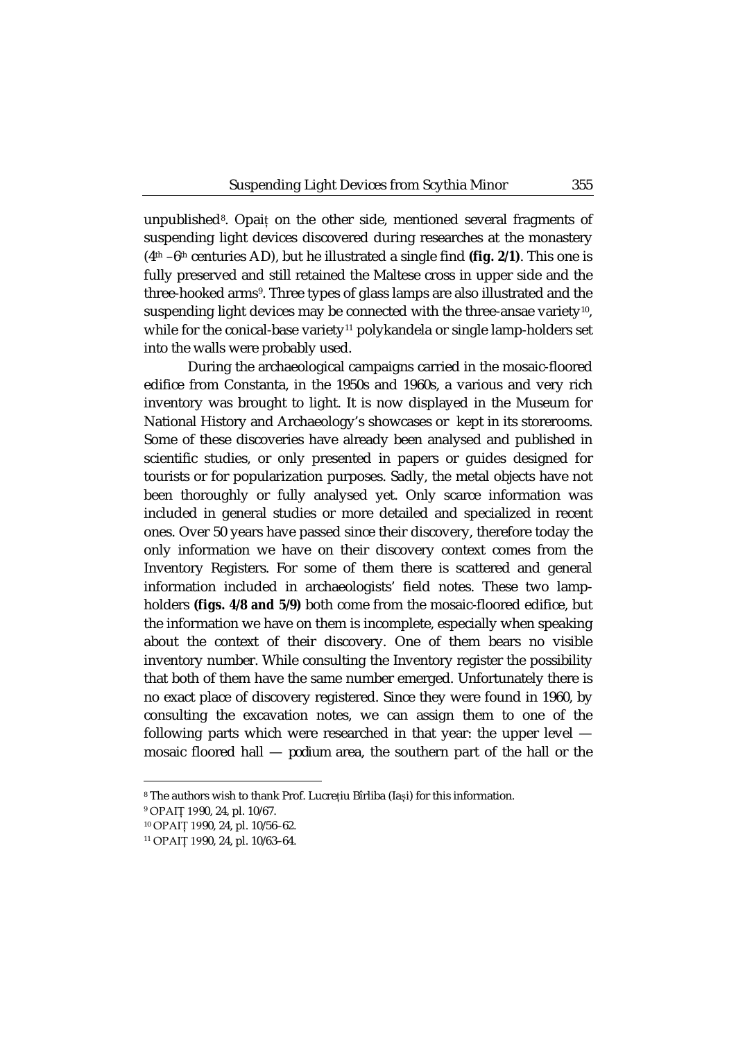unpublished[8]. Opaiț on the other side, mentioned several fragments of suspending light devices discovered during researches at the monastery (4th –6th centuries AD), but he illustrated a single find **(fig. 2/1)**. This one is fully preserved and still retained the Maltese cross in upper side and the three-hooked arms[9]. Three types of glass lamps are also illustrated and the suspending light devices may be connected with the three-ansae variety[10], while for the conical-base variety[11] polykandela or single lamp-holders set into the walls were probably used.

During the archaeological campaigns carried in the mosaic-floored edifice from Constanta, in the 1950s and 1960s, a various and very rich inventory was brought to light. It is now displayed in the Museum for National History and Archaeology's showcases or kept in its storerooms. Some of these discoveries have already been analysed and published in scientific studies, or only presented in papers or guides designed for tourists or for popularization purposes. Sadly, the metal objects have not been thoroughly or fully analysed yet. Only scarce information was included in general studies or more detailed and specialized in recent ones. Over 50 years have passed since their discovery, therefore today the only information we have on their discovery context comes from the Inventory Registers. For some of them there is scattered and general information included in archaeologists' field notes. These two lamp-holders **(figs. 4/8 and 5/9)** both come from the mosaic-floored edifice, but the information we have on them is incomplete, especially when speaking about the context of their discovery. One of them bears no visible inventory number. While consulting the Inventory register the possibility that both of them have the same number emerged. Unfortunately there is no exact place of discovery registered. Since they were found in 1960, by consulting the excavation notes, we can assign them to one of the following parts which were researched in that year: the upper level — mosaic floored hall — *podium* area, the southern part of the hall or the

---

[8] The authors wish to thank Prof. Lucrețiu Bîrliba (Iași) for this information.

[9] OPAIȚ 1990, 24, pl. 10/67.

[10] OPAIȚ 1990, 24, pl. 10/56–62.

[11] OPAIȚ 1990, 24, pl. 10/63–64.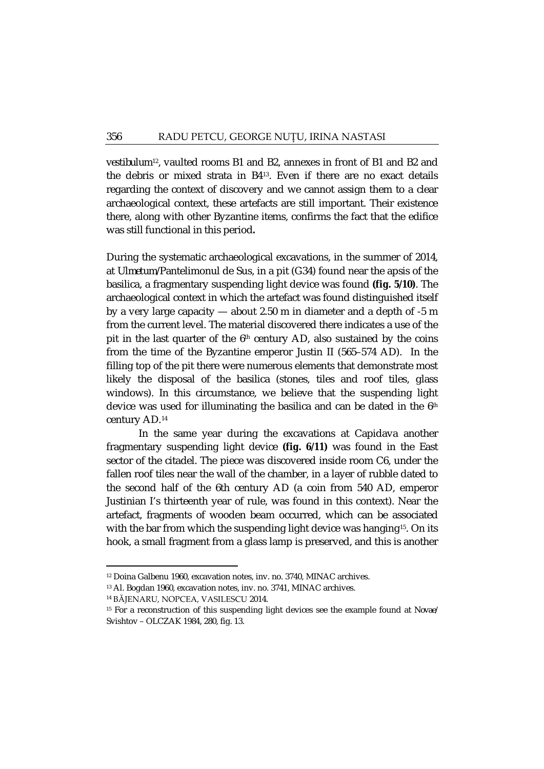*vestibulum*[12], vaulted rooms B1 and B2, annexes in front of B1 and B2 and the debris or mixed strata in B4[13]. Even if there are no exact details regarding the context of discovery and we cannot assign them to a clear archaeological context, these artefacts are still important. Their existence there, along with other Byzantine items, confirms the fact that the edifice was still functional in this period**.**

During the systematic archaeological excavations, in the summer of 2014, at *Ulmetum*/Pantelimonul de Sus, in a pit (G34) found near the apsis of the basilica, a fragmentary suspending light device was found **(fig. 5/10)**. The archaeological context in which the artefact was found distinguished itself by a very large capacity — about 2.50 m in diameter and a depth of -5 m from the current level. The material discovered there indicates a use of the pit in the last quarter of the 6th century AD, also sustained by the coins from the time of the Byzantine emperor Justin II (565–574 AD). In the filling top of the pit there were numerous elements that demonstrate most likely the disposal of the basilica (stones, tiles and roof tiles, glass windows). In this circumstance, we believe that the suspending light device was used for illuminating the basilica and can be dated in the 6th century AD.[14]

In the same year during the excavations at Capidava another fragmentary suspending light device **(fig. 6/11)** was found in the East sector of the citadel. The piece was discovered inside room C6, under the fallen roof tiles near the wall of the chamber, in a layer of rubble dated to the second half of the 6th century AD (a coin from 540 AD, emperor Justinian I's thirteenth year of rule, was found in this context). Near the artefact, fragments of wooden beam occurred, which can be associated with the bar from which the suspending light device was hanging[15]. On its hook, a small fragment from a glass lamp is preserved, and this is another

---

[12] Doina Galbenu 1960, excavation notes, inv. no. 3740, MINAC archives.

[13] Al. Bogdan 1960, excavation notes, inv. no. 3741, MINAC archives.

[14] BĂJENARU, NOPCEA, VASILESCU 2014.

[15] For a reconstruction of this suspending light devices see the example found at *Novae*/ Svishtov – OLCZAK 1984, 280, fig. 13.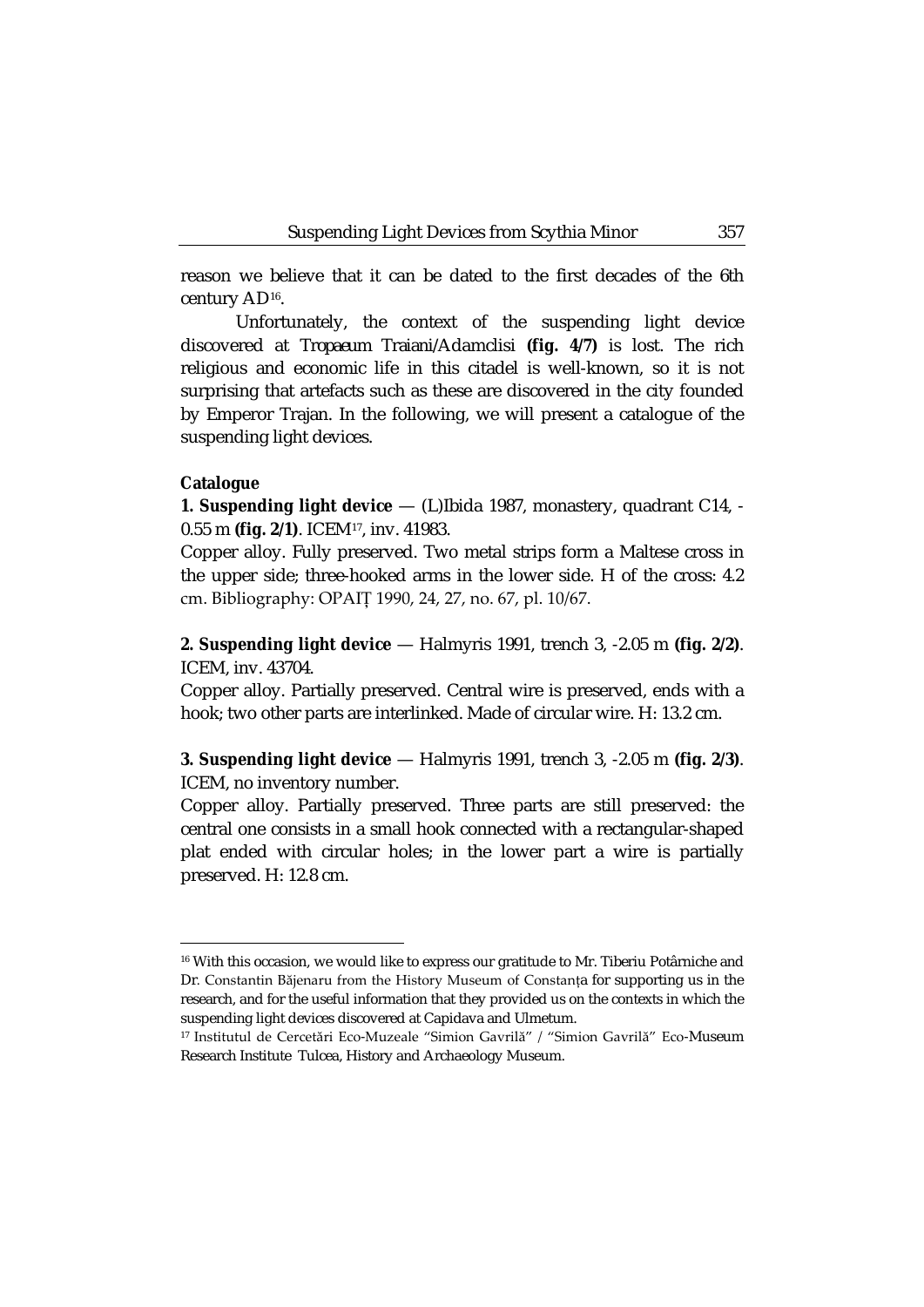reason we believe that it can be dated to the first decades of the 6th century AD[16].

Unfortunately, the context of the suspending light device discovered at *Tropaeum Traiani*/Adamclisi **(fig. 4/7)** is lost. The rich religious and economic life in this citadel is well-known, so it is not surprising that artefacts such as these are discovered in the city founded by Emperor Trajan. In the following, we will present a catalogue of the suspending light devices.

**Catalogue**

**1. Suspending light device** — (L)Ibida 1987, monastery, quadrant C14, -0.55 m **(fig. 2/1)**. ICEM[17], inv. 41983.
Copper alloy. Fully preserved. Two metal strips form a Maltese cross in the upper side; three-hooked arms in the lower side. H of the cross: 4.2 cm. Bibliography: OPAIȚ 1990, 24, 27, no. 67, pl. 10/67.

**2. Suspending light device** — Halmyris 1991, trench 3, -2.05 m **(fig. 2/2)**. ICEM, inv. 43704.
Copper alloy. Partially preserved. Central wire is preserved, ends with a hook; two other parts are interlinked. Made of circular wire. H: 13.2 cm.

**3. Suspending light device** — Halmyris 1991, trench 3, -2.05 m **(fig. 2/3)**. ICEM, no inventory number.
Copper alloy. Partially preserved. Three parts are still preserved: the central one consists in a small hook connected with a rectangular-shaped plat ended with circular holes; in the lower part a wire is partially preserved. H: 12.8 cm.

---

[16] With this occasion, we would like to express our gratitude to Mr. Tiberiu Potârniche and Dr. Constantin Băjenaru from the History Museum of Constanța for supporting us in the research, and for the useful information that they provided us on the contexts in which the suspending light devices discovered at Capidava and Ulmetum.

[17] Institutul de Cercetări Eco-Muzeale "Simion Gavrilă" / "Simion Gavrilă" Eco-Museum Research Institute Tulcea, History and Archaeology Museum.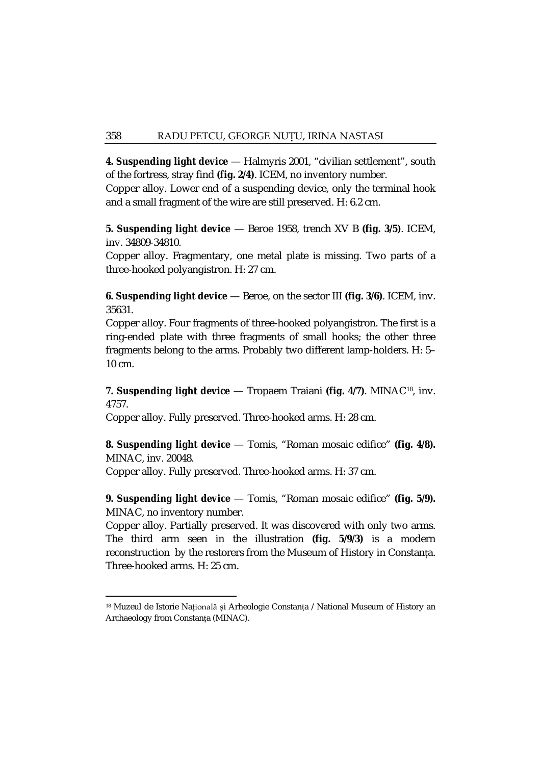**4. Suspending light device** — Halmyris 2001, "civilian settlement", south of the fortress, stray find **(fig. 2/4)**. ICEM, no inventory number.
Copper alloy. Lower end of a suspending device, only the terminal hook and a small fragment of the wire are still preserved. H: 6.2 cm.

**5. Suspending light device** — Beroe 1958, trench XV B **(fig. 3/5)**. ICEM, inv. 34809-34810.
Copper alloy. Fragmentary, one metal plate is missing. Two parts of a three-hooked polyangistron. H: 27 cm.

**6. Suspending light device** — Beroe, on the sector III **(fig. 3/6)**. ICEM, inv. 35631.
Copper alloy. Four fragments of three-hooked polyangistron. The first is a ring-ended plate with three fragments of small hooks; the other three fragments belong to the arms. Probably two different lamp-holders. H: 5–10 cm.

**7. Suspending light device** — Tropaem Traiani **(fig. 4/7)**. MINAC[18], inv. 4757.
Copper alloy. Fully preserved. Three-hooked arms. H: 28 cm.

**8. Suspending light device** — Tomis, "Roman mosaic edifice" **(fig. 4/8).** MINAC, inv. 20048.
Copper alloy. Fully preserved. Three-hooked arms. H: 37 cm.

**9. Suspending light device** — Tomis, "Roman mosaic edifice" **(fig. 5/9).** MINAC, no inventory number.
Copper alloy. Partially preserved. It was discovered with only two arms. The third arm seen in the illustration **(fig. 5/9/3)** is a modern reconstruction by the restorers from the Museum of History in Constanța. Three-hooked arms. H: 25 cm.

---

[18] Muzeul de Istorie Națională și Arheologie Constanța / National Museum of History an Archaeology from Constanța (MINAC).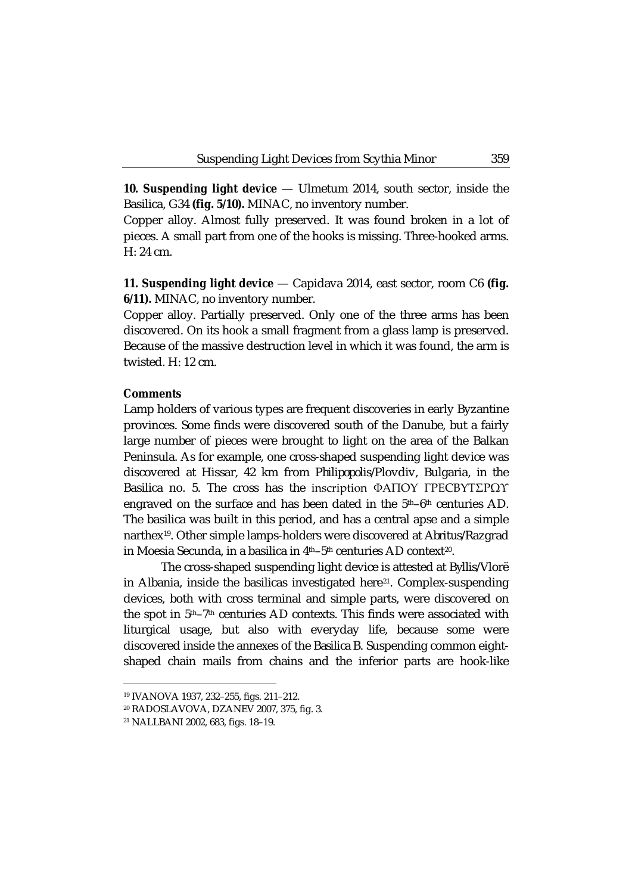**10. Suspending light device** — Ulmetum 2014, south sector, inside the Basilica, G34 **(fig. 5/10).** MINAC, no inventory number.

Copper alloy. Almost fully preserved. It was found broken in a lot of pieces. A small part from one of the hooks is missing. Three-hooked arms. H: 24 cm.

**11. Suspending light device** — Capidava 2014, east sector, room C6 **(fig. 6/11).** MINAC, no inventory number.

Copper alloy. Partially preserved. Only one of the three arms has been discovered. On its hook a small fragment from a glass lamp is preserved. Because of the massive destruction level in which it was found, the arm is twisted. H: 12 cm.

**Comments**

Lamp holders of various types are frequent discoveries in early Byzantine provinces. Some finds were discovered south of the Danube, but a fairly large number of pieces were brought to light on the area of the Balkan Peninsula. As for example, one cross-shaped suspending light device was discovered at Hissar, 42 km from *Philipopolis*/Plovdiv, Bulgaria, in the Basilica no. 5. The cross has the inscription ΦΑΠΟΥ ΓΡΕCΒΥΤΣΡΩϒ engraved on the surface and has been dated in the 5th–6th centuries AD. The basilica was built in this period, and has a central apse and a simple narthex[19]. Other simple lamps-holders were discovered at *Abritus*/Razgrad in Moesia Secunda, in a basilica in 4th–5th centuries AD context[20].

The cross-shaped suspending light device is attested at *Byllis*/Vlorë in Albania, inside the basilicas investigated here[21]. Complex-suspending devices, both with cross terminal and simple parts, were discovered on the spot in 5th–7th centuries AD contexts. This finds were associated with liturgical usage, but also with everyday life, because some were discovered inside the annexes of the *Basilica B*. Suspending common eight-shaped chain mails from chains and the inferior parts are hook-like

---

[19] IVANOVA 1937, 232–255, figs. 211–212.

[20] RADOSLAVOVA, DZANEV 2007, 375, fig. 3.

[21] NALLBANI 2002, 683, figs. 18–19.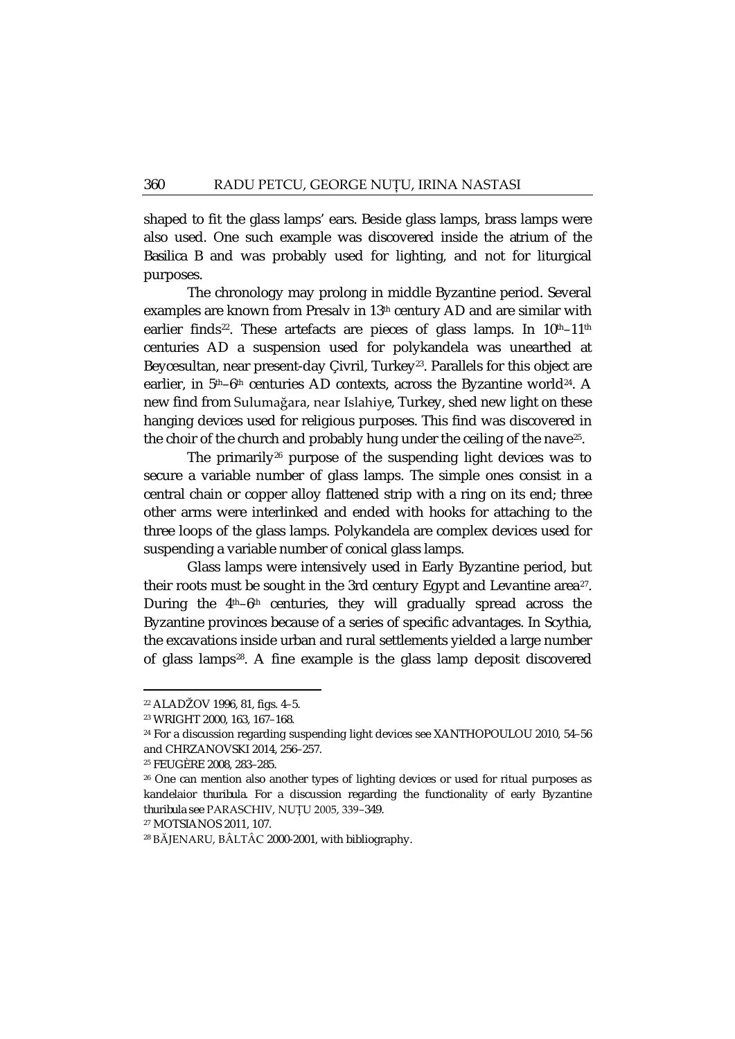shaped to fit the glass lamps' ears. Beside glass lamps, brass lamps were also used. One such example was discovered inside the atrium of the Basilica B and was probably used for lighting, and not for liturgical purposes.

The chronology may prolong in middle Byzantine period. Several examples are known from Presalv in 13th century AD and are similar with earlier finds[22]. These artefacts are pieces of glass lamps. In 10th–11th centuries AD a suspension used for polykandela was unearthed at Beycesultan, near present-day Çivril, Turkey[23]. Parallels for this object are earlier, in 5th–6th centuries AD contexts, across the Byzantine world[24]. A new find from Sulumağara, near Islahiye, Turkey, shed new light on these hanging devices used for religious purposes. This find was discovered in the choir of the church and probably hung under the ceiling of the nave[25].

The primarily[26] purpose of the suspending light devices was to secure a variable number of glass lamps. The simple ones consist in a central chain or copper alloy flattened strip with a ring on its end; three other arms were interlinked and ended with hooks for attaching to the three loops of the glass lamps. Polykandela are complex devices used for suspending a variable number of conical glass lamps.

Glass lamps were intensively used in Early Byzantine period, but their roots must be sought in the 3rd century Egypt and Levantine area[27]. During the 4th–6th centuries, they will gradually spread across the Byzantine provinces because of a series of specific advantages. In Scythia, the excavations inside urban and rural settlements yielded a large number of glass lamps[28]. A fine example is the glass lamp deposit discovered

---

[22] ALADŽOV 1996, 81, figs. 4–5.

[23] WRIGHT 2000, 163, 167–168.

[24] For a discussion regarding suspending light devices see XANTHOPOULOU 2010, 54–56 and CHRZANOVSKI 2014, 256–257.

[25] FEUGÈRE 2008, 283–285.

[26] One can mention also another types of lighting devices or used for ritual purposes as kandelaior thuribula. For a discussion regarding the functionality of early Byzantine thuribula see PARASCHIV, NUȚU 2005, 339–349.

[27] MOTSIANOS 2011, 107.

[28] BĂJENARU, BÂLTÂC 2000-2001, with bibliography.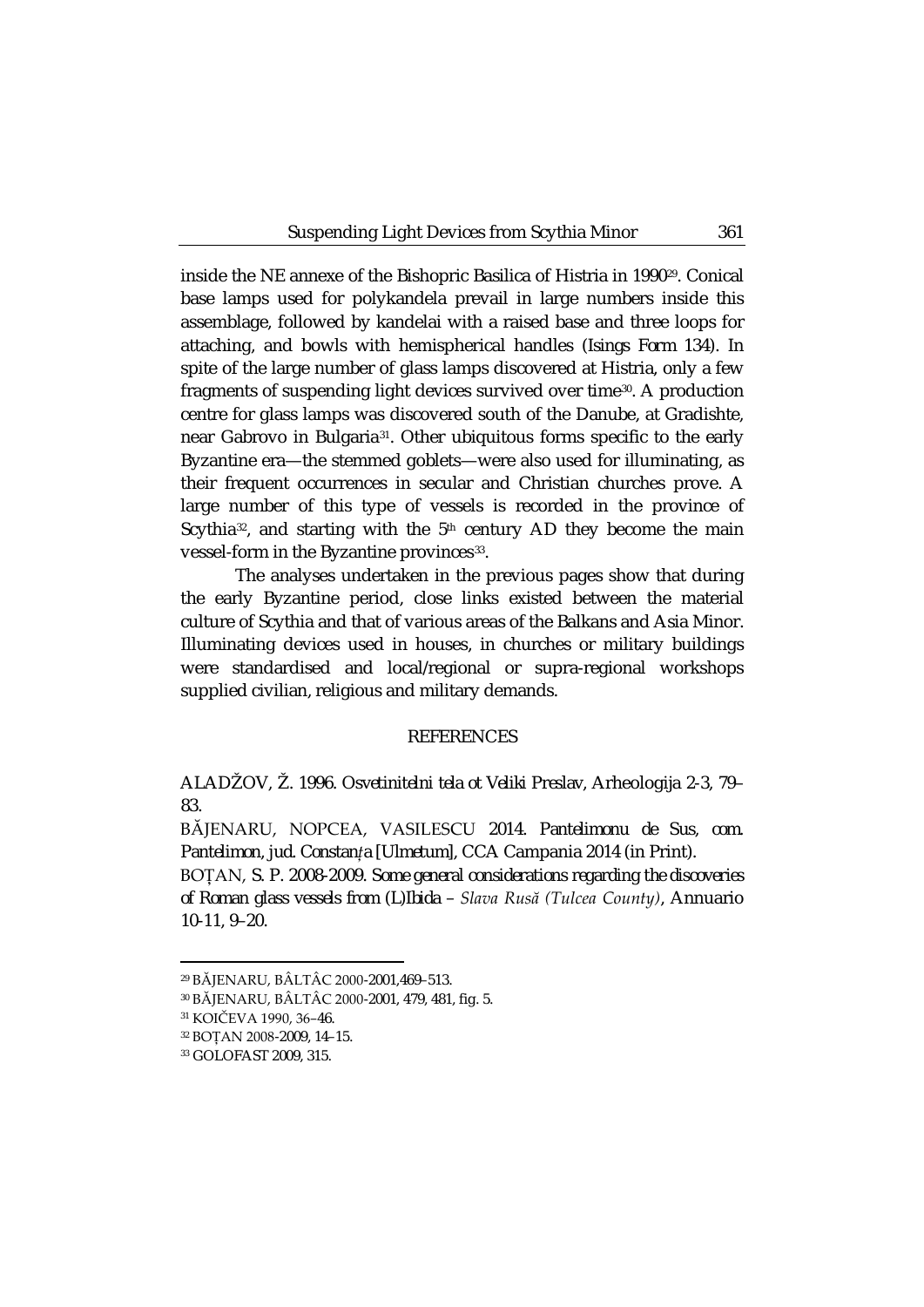inside the NE annexe of the Bishopric Basilica of Histria in 1990[29]. Conical base lamps used for polykandela prevail in large numbers inside this assemblage, followed by kandelai with a raised base and three loops for attaching, and bowls with hemispherical handles (Isings Form 134). In spite of the large number of glass lamps discovered at Histria, only a few fragments of suspending light devices survived over time[30]. A production centre for glass lamps was discovered south of the Danube, at Gradishte, near Gabrovo in Bulgaria[31]. Other ubiquitous forms specific to the early Byzantine era—the stemmed goblets—were also used for illuminating, as their frequent occurrences in secular and Christian churches prove. A large number of this type of vessels is recorded in the province of Scythia[32], and starting with the 5th century AD they become the main vessel-form in the Byzantine provinces[33].

The analyses undertaken in the previous pages show that during the early Byzantine period, close links existed between the material culture of Scythia and that of various areas of the Balkans and Asia Minor. Illuminating devices used in houses, in churches or military buildings were standardised and local/regional or supra-regional workshops supplied civilian, religious and military demands.

## REFERENCES

ALADŽOV, Ž. 1996. *Osvetinitelni tela ot Veliki Preslav*, Arheologija 2-3, 79–83.

BĂJENARU, NOPCEA, VASILESCU 2014. *Pantelimonu de Sus, com. Pantelimon, jud. Constanța [Ulmetum]*, CCA Campania 2014 (in Print).

BOȚAN, S. P. 2008-2009. *Some general considerations regarding the discoveries of Roman glass vessels from (L)Ibida – Slava Rusă (Tulcea County)*, Annuario 10-11, 9–20.

---

[29] BĂJENARU, BÂLTÂC 2000-2001,469–513.

[30] BĂJENARU, BÂLTÂC 2000-2001, 479, 481, fig. 5.

[31] KOIČEVA 1990, 36–46.

[32] BOȚAN 2008-2009, 14–15.

[33] GOLOFAST 2009, 315.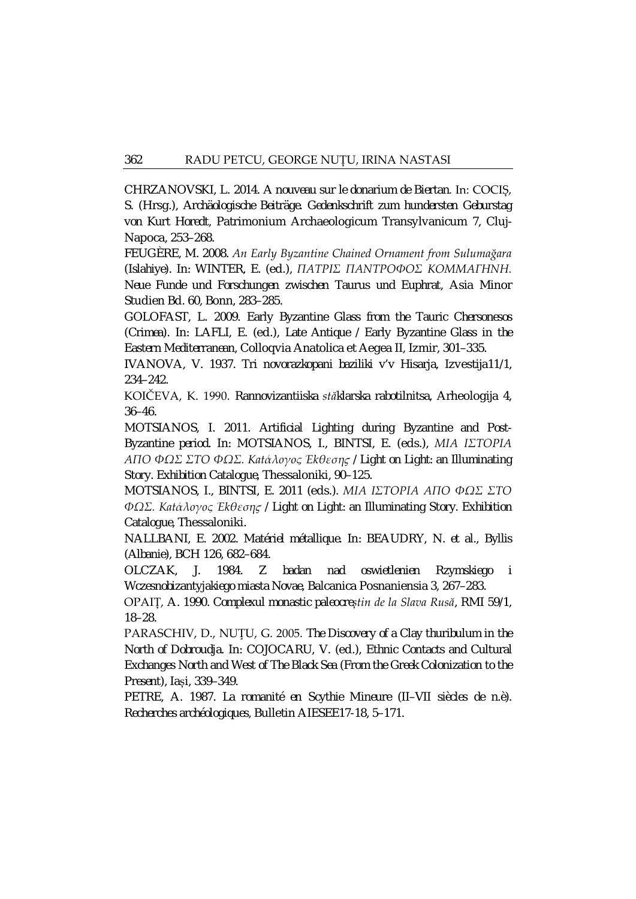CHRZANOVSKI, L. 2014. A nouveau sur le donarium de Biertan. In: COCIȘ, S. (Hrsg.), Archäologische Beiträge. Gedenkschrift zum hundersten Geburstag von Kurt Horedt, Patrimonium Archaeologicum Transylvanicum 7, Cluj-Napoca, 253–268.

FEUGÈRE, M. 2008. *An Early Byzantine Chained Ornament from Sulumağara* (Islahiye). In: WINTER, E. (ed.), *ΠΑΤΡΙΣ ΠΑΝΤΡΟΦΟΣ ΚΟΜΜΑΓΗΝΗ.* Neue Funde und Forschungen zwischen Taurus und Euphrat, Asia Minor Studien Bd. 60, Bonn, 283–285.

GOLOFAST, L. 2009. Early Byzantine Glass from the Tauric Chersonesos (Crimea). In: LAFLI, E. (ed.), Late Antique / Early Byzantine Glass in the Eastern Mediterranean, Colloqvia Anatolica et Aegea II, Izmir, 301–335.

IVANOVA, V. 1937. Tri novorazkopani baziliki v'v Hisarja, Izvestija11/1, 234–242.

KOIČEVA, K. 1990. Rannovizantiiska *stă*klarska rabotilnitsa, Arheologija 4, 36–46.

MOTSIANOS, I. 2011. Artificial Lighting during Byzantine and Post-Byzantine period. In: MOTSIANOS, I., BINTSI, E. (eds.), *ΜΙΑ ΙΣΤΟΡΙΑ ΑΠΟ ΦΩΣ ΣΤΟ ΦΩΣ. Κατάλογος Έκθεσης* / Light on Light: an Illuminating Story. Exhibition Catalogue, Thessaloniki, 90–125.

MOTSIANOS, I., BINTSI, E. 2011 (eds.). *ΜΙΑ ΙΣΤΟΡΙΑ ΑΠΟ ΦΩΣ ΣΤΟ ΦΩΣ. Κατάλογος Έκθεσης* / Light on Light: an Illuminating Story. Exhibition Catalogue, Thessaloniki.

NALLBANI, E. 2002. Matériel métallique. In: BEAUDRY, N. et al., Byllis (Albanie), BCH 126, 682–684.

OLCZAK, J. 1984. Z badan nad oswietlenien Rzymskiego i Wczesnobizantyjakiego miasta Novae, Balcanica Posnaniensia 3, 267–283.

OPAIȚ, A. 1990. Complexul monastic paleocre*știn de la Slava Rusă*, RMI 59/1, 18–28.

PARASCHIV, D., NUȚU, G. 2005. The Discovery of a Clay thuribulum in the North of Dobroudja. In: COJOCARU, V. (ed.), Ethnic Contacts and Cultural Exchanges North and West of The Black Sea (From the Greek Colonization to the Present), Iași, 339–349.

PETRE, A. 1987. La romanité en Scythie Mineure (II–VII siècles de n.è). Recherches archéologiques, Bulletin AIESEE17-18, 5–171.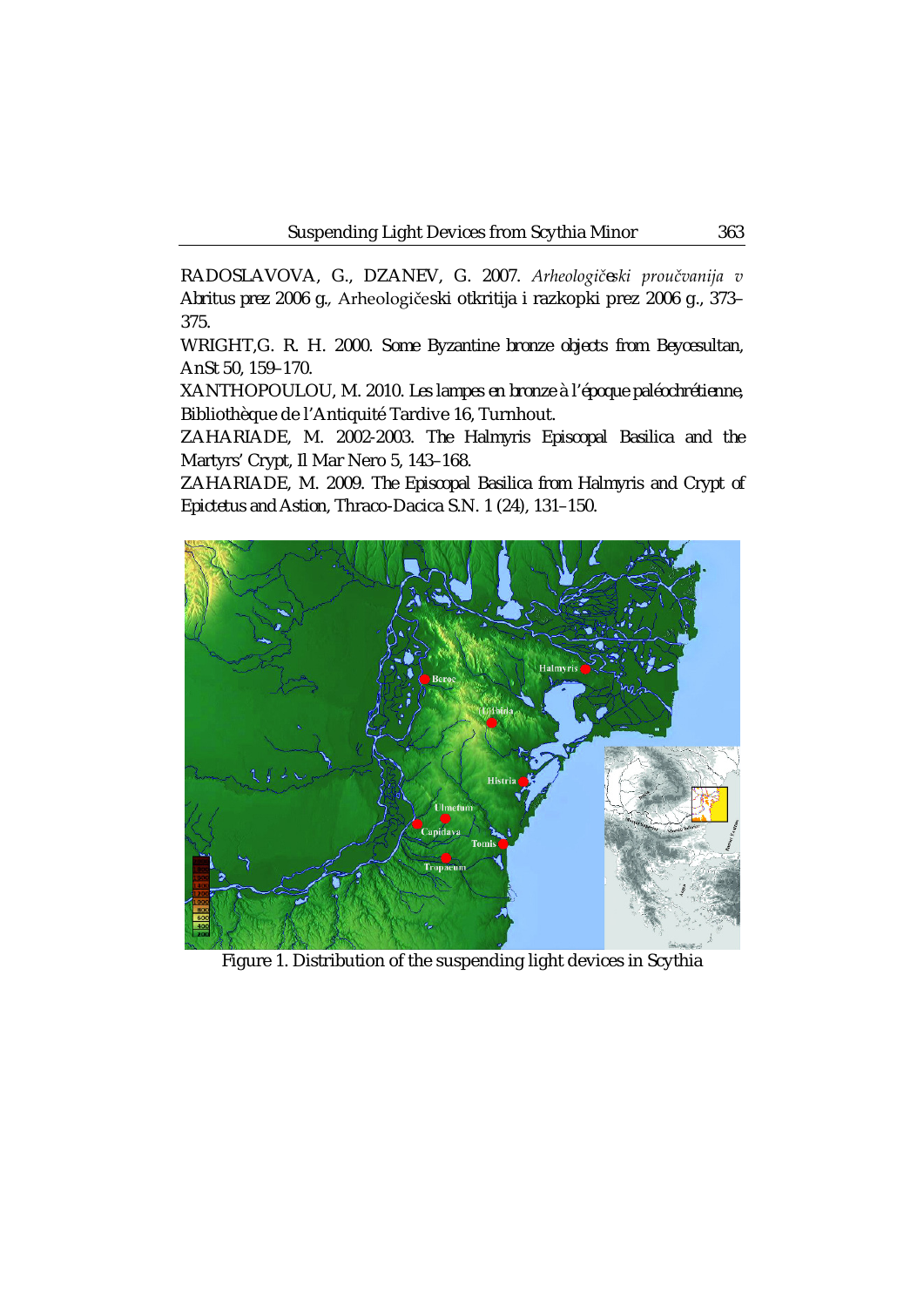RADOSLAVOVA, G., DZANEV, G. 2007. *Arheologičeski proučvanija v* Abritus prez 2006 g., Arheologičeski otkritija i razkopki prez 2006 g., 373–375.

WRIGHT,G. R. H. 2000. Some Byzantine bronze objects from Beycesultan, AnSt 50, 159–170.

XANTHOPOULOU, M. 2010. Les lampes en bronze à l'époque paléochrétienne, Bibliothèque de l'Antiquité Tardive 16, Turnhout.

ZAHARIADE, M. 2002-2003. The Halmyris Episcopal Basilica and the Martyrs' Crypt, Il Mar Nero 5, 143–168.

ZAHARIADE, M. 2009. The Episcopal Basilica from Halmyris and Crypt of Epictetus and Astion, Thraco-Dacica S.N. 1 (24), 131–150.

Figure 1. Distribution of the suspending light devices in Scythia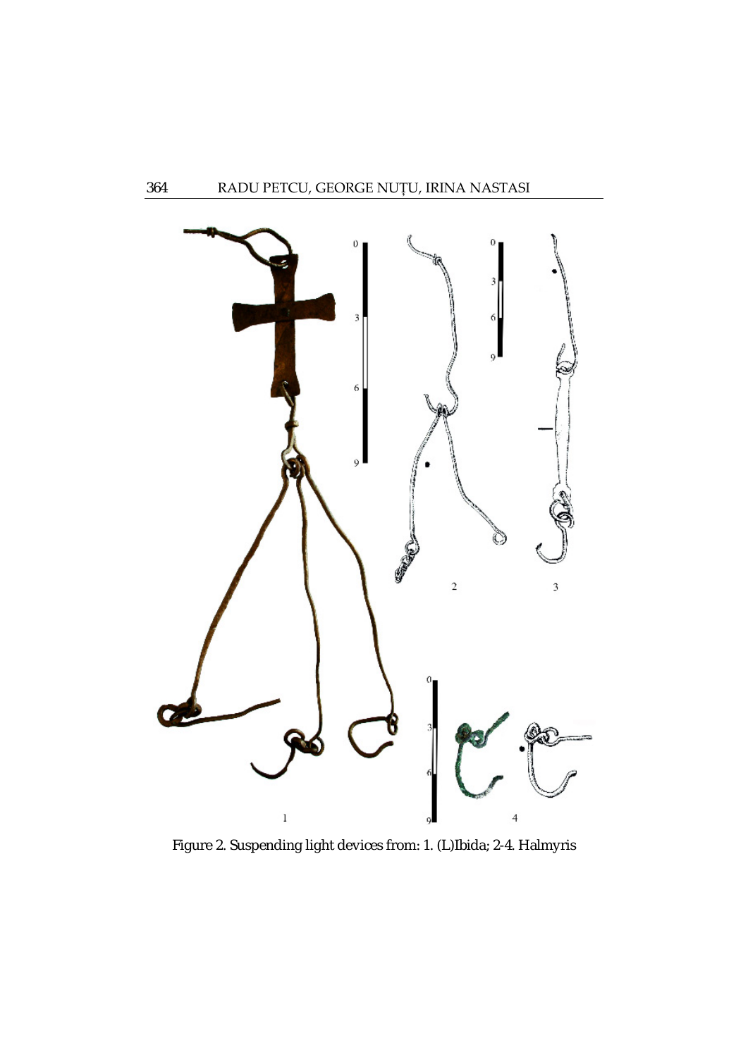Figure 2. Suspending light devices from: 1. (L)Ibida; 2-4. Halmyris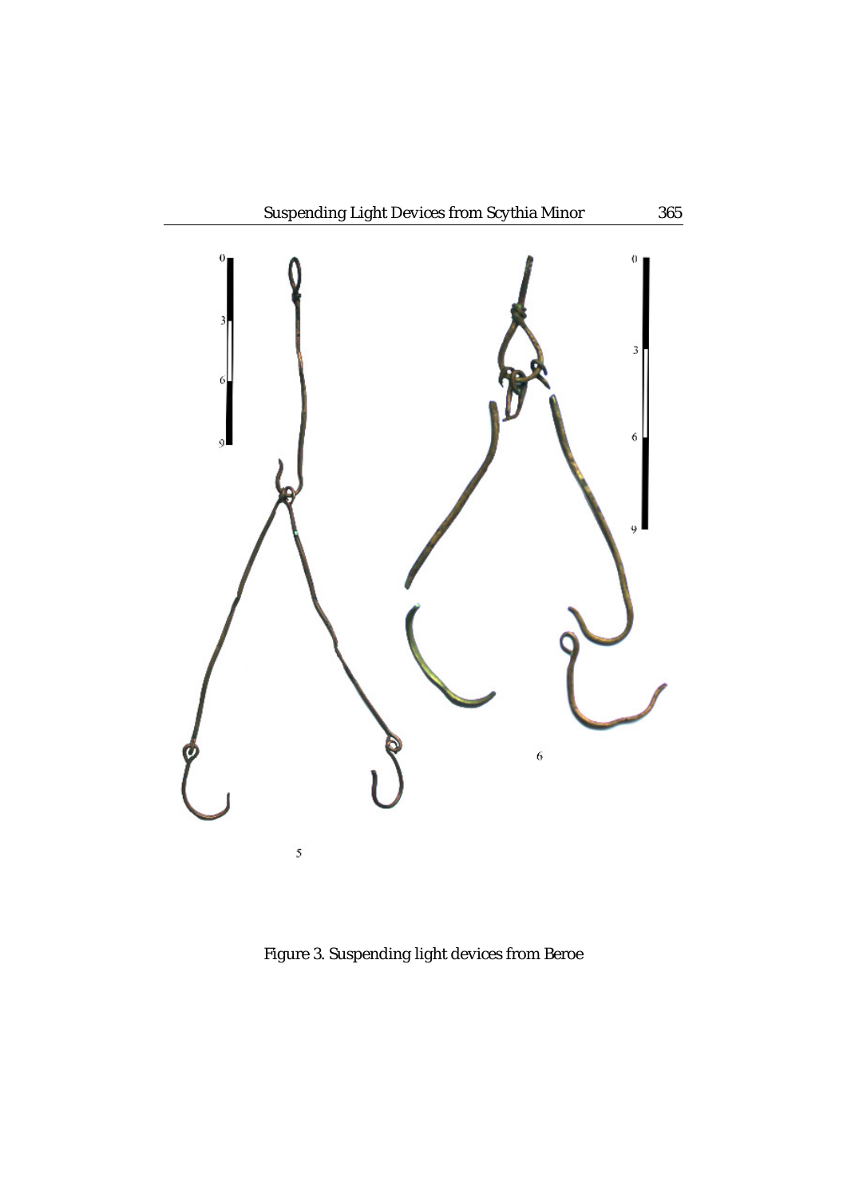Figure 3. Suspending light devices from Beroe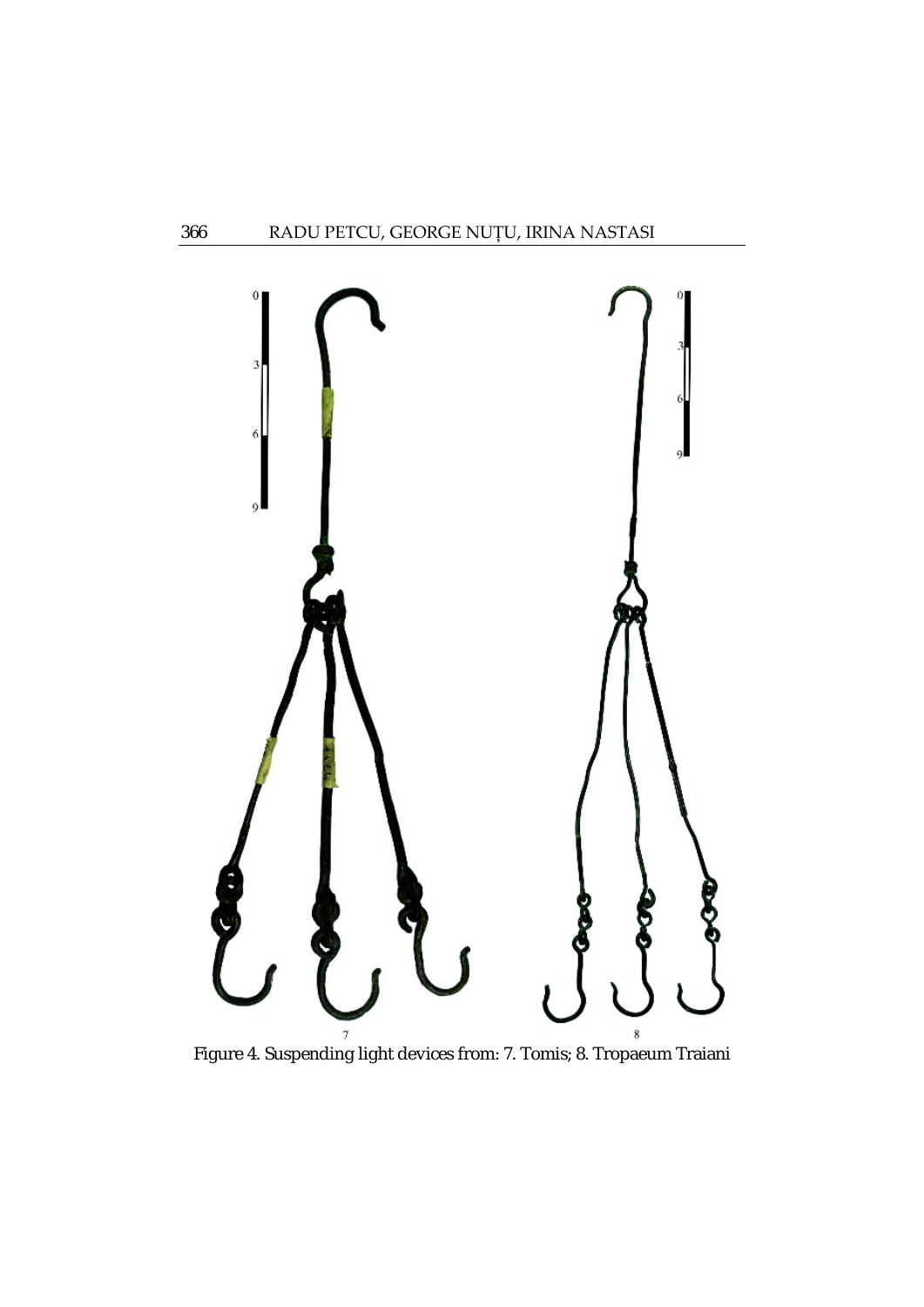Figure 4. Suspending light devices from: 7. Tomis; 8. Tropaeum Traiani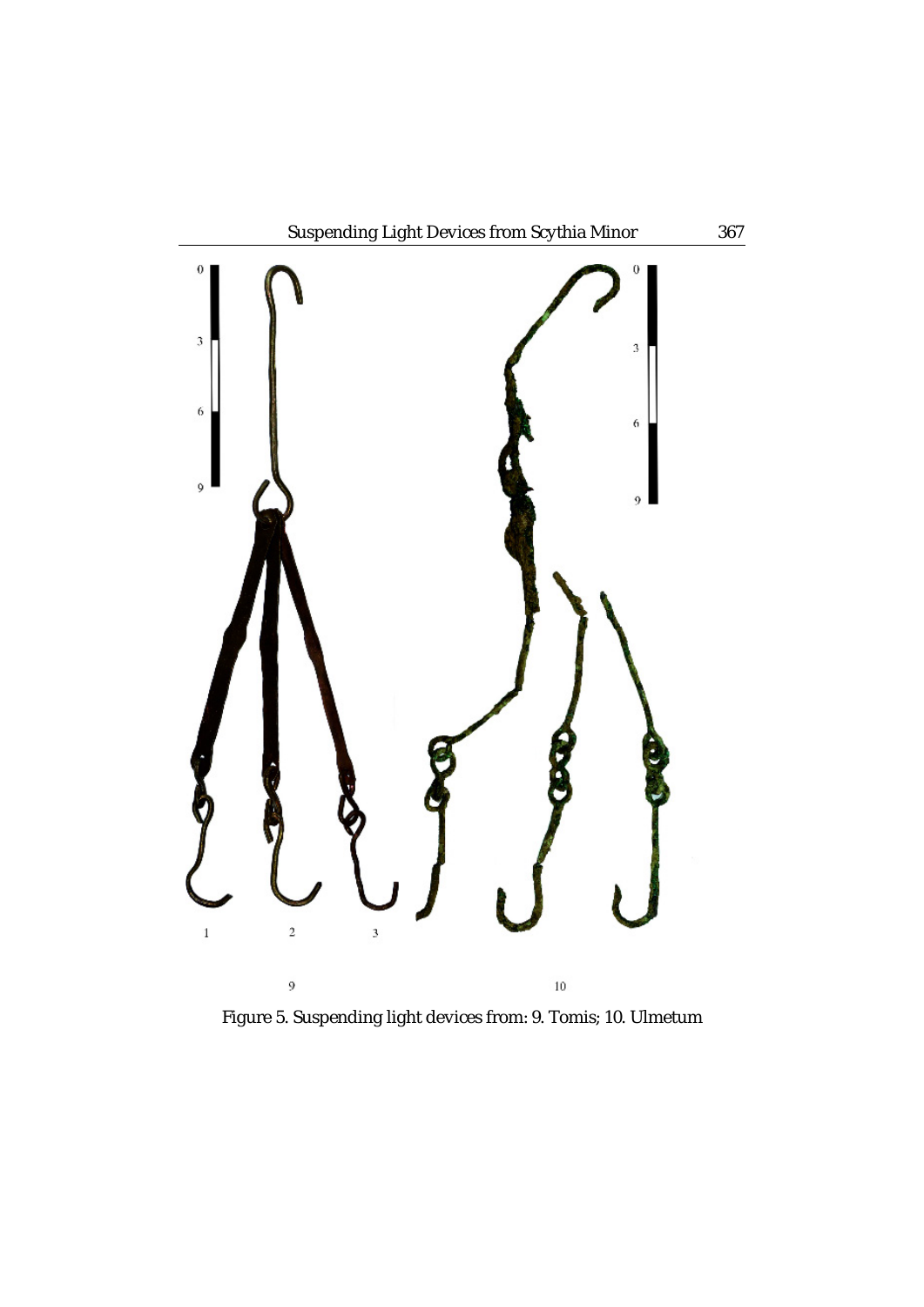Figure 5. Suspending light devices from: 9. Tomis; 10. Ulmetum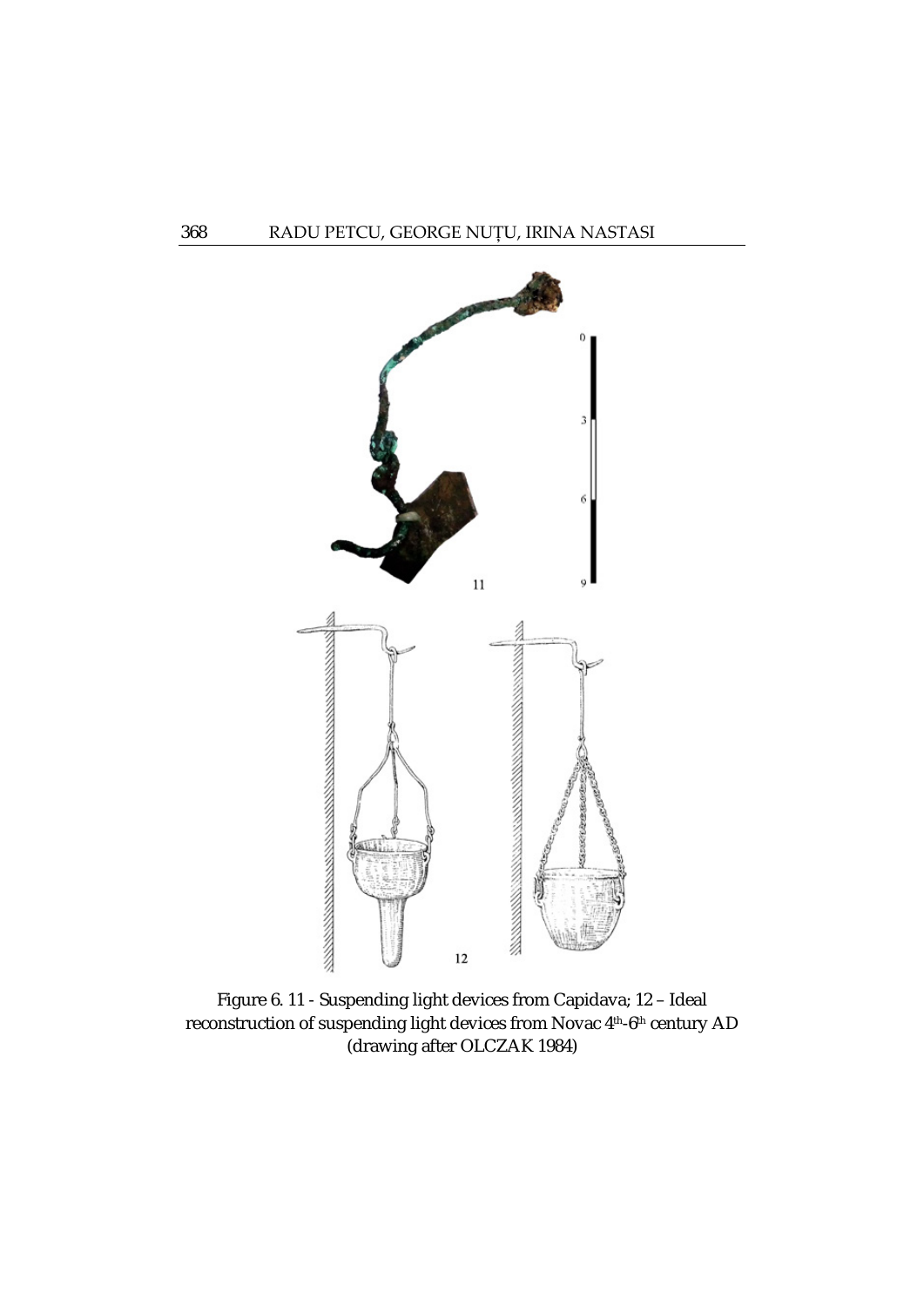Figure 6. 11 - Suspending light devices from Capidava; 12 – Ideal reconstruction of suspending light devices from Novac 4th-6th century AD (drawing after OLCZAK 1984)